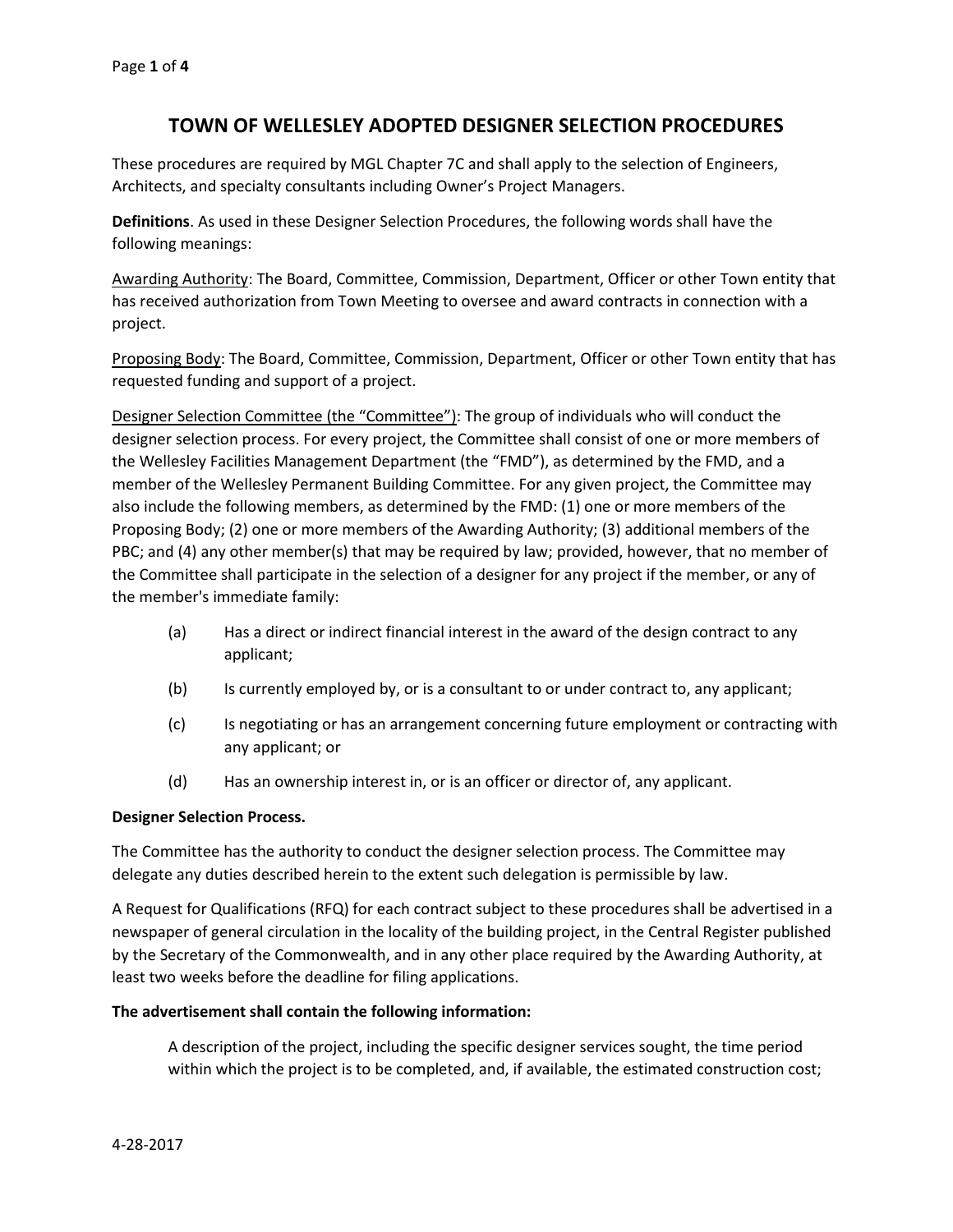# TOWN OF WELLESLEY ADOPTED DESIGNER SELECTION PROCEDURES

These procedures are required by MGL Chapter 7C and shall apply to the selection of Engineers, Architects, and specialty consultants including Owner's Project Managers.

**Definitions**. As used in these Designer Selection Procedures, the following words shall have the following meanings:

Awarding Authority: The Board, Committee, Commission, Department, Officer or other Town entity that has received authorization from Town Meeting to oversee and award contracts in connection with a project.

Proposing Body: The Board, Committee, Commission, Department, Officer or other Town entity that has requested funding and support of a project.

Designer Selection Committee (the "Committee"): The group of individuals who will conduct the designer selection process. For every project, the Committee shall consist of one or more members of the Wellesley Facilities Management Department (the "FMD"), as determined by the FMD, and a member of the Wellesley Permanent Building Committee. For any given project, the Committee may also include the following members, as determined by the FMD: (1) one or more members of the Proposing Body; (2) one or more members of the Awarding Authority; (3) additional members of the PBC; and (4) any other member(s) that may be required by law; provided, however, that no member of the Committee shall participate in the selection of a designer for any project if the member, or any of the member's immediate family:

(a) Has a direct or indirect financial interest in the award of the design contract to any applicant;

(b) Is currently employed by, or is a consultant to or under contract to, any applicant;

(c) Is negotiating or has an arrangement concerning future employment or contracting with any applicant; or

(d) Has an ownership interest in, or is an officer or director of, any applicant.

**Designer Selection Process.**

The Committee has the authority to conduct the designer selection process. The Committee may delegate any duties described herein to the extent such delegation is permissible by law.

A Request for Qualifications (RFQ) for each contract subject to these procedures shall be advertised in a newspaper of general circulation in the locality of the building project, in the Central Register published by the Secretary of the Commonwealth, and in any other place required by the Awarding Authority, at least two weeks before the deadline for filing applications.

**The advertisement shall contain the following information:**

A description of the project, including the specific designer services sought, the time period within which the project is to be completed, and, if available, the estimated construction cost;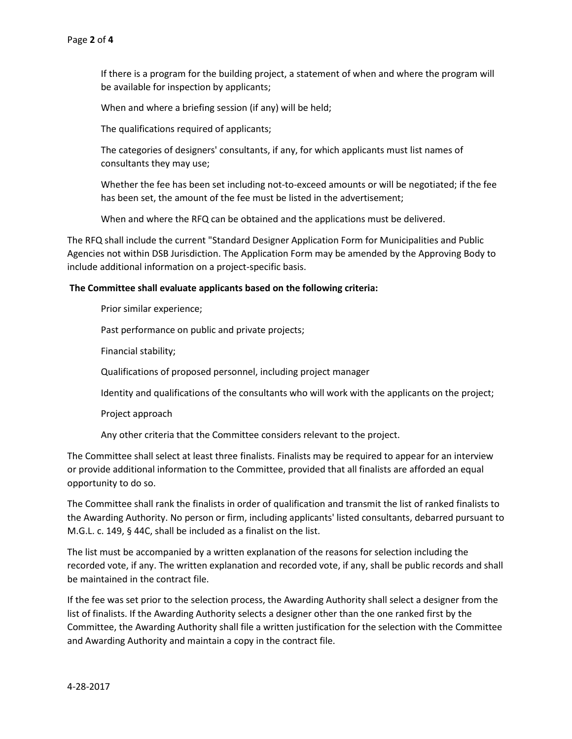If there is a program for the building project, a statement of when and where the program will be available for inspection by applicants;

When and where a briefing session (if any) will be held;

The qualifications required of applicants;

The categories of designers' consultants, if any, for which applicants must list names of consultants they may use;

Whether the fee has been set including not-to-exceed amounts or will be negotiated; if the fee has been set, the amount of the fee must be listed in the advertisement;

When and where the RFQ can be obtained and the applications must be delivered.

The RFQ shall include the current "Standard Designer Application Form for Municipalities and Public Agencies not within DSB Jurisdiction. The Application Form may be amended by the Approving Body to include additional information on a project-specific basis.

**The Committee shall evaluate applicants based on the following criteria:**

Prior similar experience;

Past performance on public and private projects;

Financial stability;

Qualifications of proposed personnel, including project manager

Identity and qualifications of the consultants who will work with the applicants on the project;

Project approach

Any other criteria that the Committee considers relevant to the project.

The Committee shall select at least three finalists. Finalists may be required to appear for an interview or provide additional information to the Committee, provided that all finalists are afforded an equal opportunity to do so.

The Committee shall rank the finalists in order of qualification and transmit the list of ranked finalists to the Awarding Authority. No person or firm, including applicants' listed consultants, debarred pursuant to M.G.L. c. 149, § 44C, shall be included as a finalist on the list.

The list must be accompanied by a written explanation of the reasons for selection including the recorded vote, if any. The written explanation and recorded vote, if any, shall be public records and shall be maintained in the contract file.

If the fee was set prior to the selection process, the Awarding Authority shall select a designer from the list of finalists. If the Awarding Authority selects a designer other than the one ranked first by the Committee, the Awarding Authority shall file a written justification for the selection with the Committee and Awarding Authority and maintain a copy in the contract file.

4-28-2017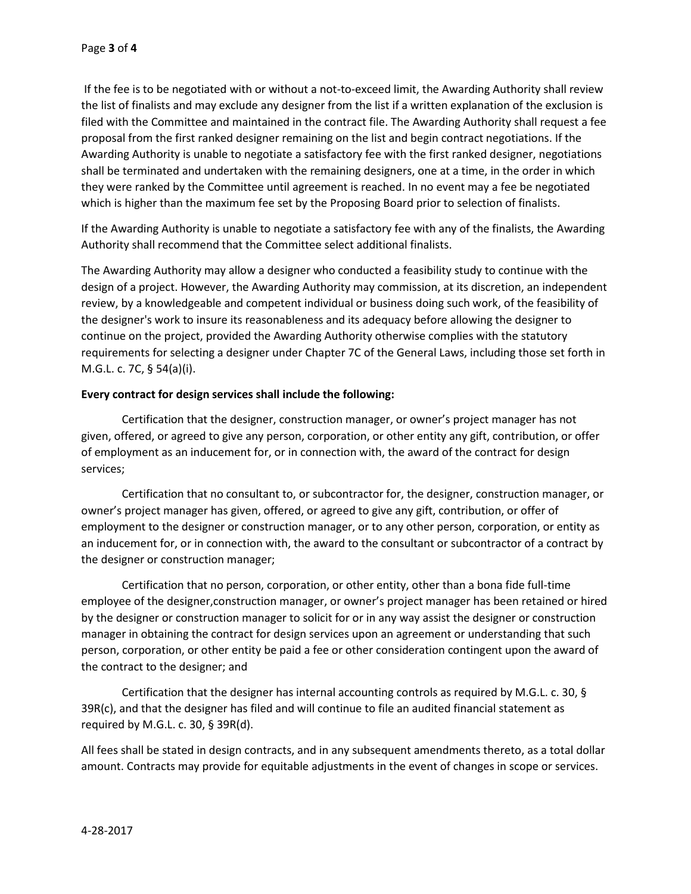If the fee is to be negotiated with or without a not-to-exceed limit, the Awarding Authority shall review the list of finalists and may exclude any designer from the list if a written explanation of the exclusion is filed with the Committee and maintained in the contract file. The Awarding Authority shall request a fee proposal from the first ranked designer remaining on the list and begin contract negotiations. If the Awarding Authority is unable to negotiate a satisfactory fee with the first ranked designer, negotiations shall be terminated and undertaken with the remaining designers, one at a time, in the order in which they were ranked by the Committee until agreement is reached. In no event may a fee be negotiated which is higher than the maximum fee set by the Proposing Board prior to selection of finalists.

If the Awarding Authority is unable to negotiate a satisfactory fee with any of the finalists, the Awarding Authority shall recommend that the Committee select additional finalists.

The Awarding Authority may allow a designer who conducted a feasibility study to continue with the design of a project. However, the Awarding Authority may commission, at its discretion, an independent review, by a knowledgeable and competent individual or business doing such work, of the feasibility of the designer's work to insure its reasonableness and its adequacy before allowing the designer to continue on the project, provided the Awarding Authority otherwise complies with the statutory requirements for selecting a designer under Chapter 7C of the General Laws, including those set forth in M.G.L. c. 7C, § 54(a)(i).

**Every contract for design services shall include the following:**

Certification that the designer, construction manager, or owner's project manager has not given, offered, or agreed to give any person, corporation, or other entity any gift, contribution, or offer of employment as an inducement for, or in connection with, the award of the contract for design services;

Certification that no consultant to, or subcontractor for, the designer, construction manager, or owner's project manager has given, offered, or agreed to give any gift, contribution, or offer of employment to the designer or construction manager, or to any other person, corporation, or entity as an inducement for, or in connection with, the award to the consultant or subcontractor of a contract by the designer or construction manager;

Certification that no person, corporation, or other entity, other than a bona fide full-time employee of the designer,construction manager, or owner's project manager has been retained or hired by the designer or construction manager to solicit for or in any way assist the designer or construction manager in obtaining the contract for design services upon an agreement or understanding that such person, corporation, or other entity be paid a fee or other consideration contingent upon the award of the contract to the designer; and

Certification that the designer has internal accounting controls as required by M.G.L. c. 30, § 39R(c), and that the designer has filed and will continue to file an audited financial statement as required by M.G.L. c. 30, § 39R(d).

All fees shall be stated in design contracts, and in any subsequent amendments thereto, as a total dollar amount. Contracts may provide for equitable adjustments in the event of changes in scope or services.

4-28-2017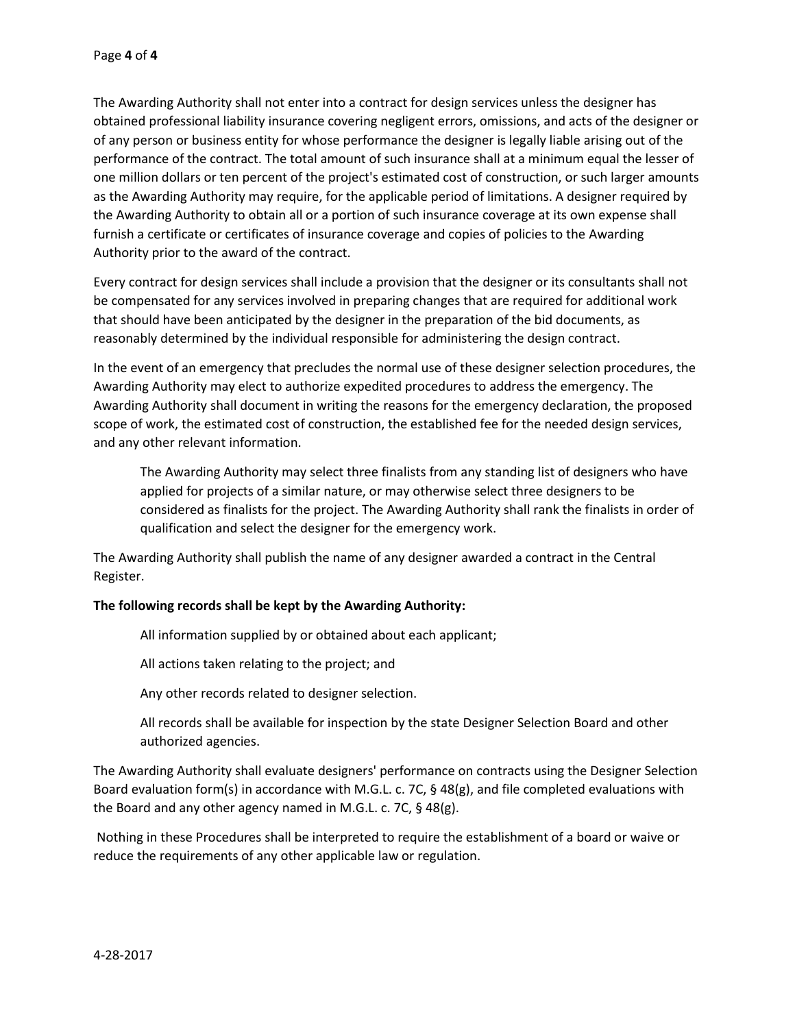The Awarding Authority shall not enter into a contract for design services unless the designer has obtained professional liability insurance covering negligent errors, omissions, and acts of the designer or of any person or business entity for whose performance the designer is legally liable arising out of the performance of the contract. The total amount of such insurance shall at a minimum equal the lesser of one million dollars or ten percent of the project's estimated cost of construction, or such larger amounts as the Awarding Authority may require, for the applicable period of limitations. A designer required by the Awarding Authority to obtain all or a portion of such insurance coverage at its own expense shall furnish a certificate or certificates of insurance coverage and copies of policies to the Awarding Authority prior to the award of the contract.

Every contract for design services shall include a provision that the designer or its consultants shall not be compensated for any services involved in preparing changes that are required for additional work that should have been anticipated by the designer in the preparation of the bid documents, as reasonably determined by the individual responsible for administering the design contract.

In the event of an emergency that precludes the normal use of these designer selection procedures, the Awarding Authority may elect to authorize expedited procedures to address the emergency. The Awarding Authority shall document in writing the reasons for the emergency declaration, the proposed scope of work, the estimated cost of construction, the established fee for the needed design services, and any other relevant information.

> The Awarding Authority may select three finalists from any standing list of designers who have applied for projects of a similar nature, or may otherwise select three designers to be considered as finalists for the project. The Awarding Authority shall rank the finalists in order of qualification and select the designer for the emergency work.

The Awarding Authority shall publish the name of any designer awarded a contract in the Central Register.

**The following records shall be kept by the Awarding Authority:**

> All information supplied by or obtained about each applicant;
>
> All actions taken relating to the project; and
>
> Any other records related to designer selection.
>
> All records shall be available for inspection by the state Designer Selection Board and other authorized agencies.

The Awarding Authority shall evaluate designers' performance on contracts using the Designer Selection Board evaluation form(s) in accordance with M.G.L. c. 7C, § 48(g), and file completed evaluations with the Board and any other agency named in M.G.L. c. 7C, § 48(g).

Nothing in these Procedures shall be interpreted to require the establishment of a board or waive or reduce the requirements of any other applicable law or regulation.

4-28-2017